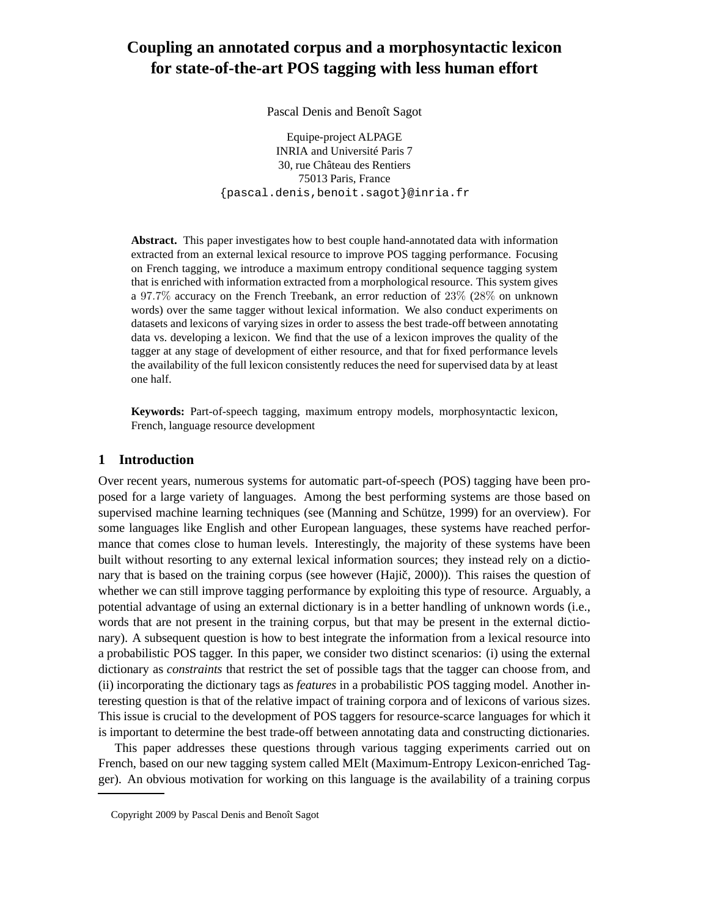# Coupling an annotated corpus and a morphosyntactic lexicon for state-of-the-art POS tagging with less human effort

Pascal Denis and Benoît Sagot

Equipe-project ALPAGE
INRIA and Université Paris 7
30, rue Château des Rentiers
75013 Paris, France
{pascal.denis,benoit.sagot}@inria.fr

**Abstract.** This paper investigates how to best couple hand-annotated data with information extracted from an external lexical resource to improve POS tagging performance. Focusing on French tagging, we introduce a maximum entropy conditional sequence tagging system that is enriched with information extracted from a morphological resource. This system gives a $97.7\%$ accuracy on the French Treebank, an error reduction of $23\%$ ($28\%$ on unknown words) over the same tagger without lexical information. We also conduct experiments on datasets and lexicons of varying sizes in order to assess the best trade-off between annotating data vs. developing a lexicon. We find that the use of a lexicon improves the quality of the tagger at any stage of development of either resource, and that for fixed performance levels the availability of the full lexicon consistently reduces the need for supervised data by at least one half.

**Keywords:** Part-of-speech tagging, maximum entropy models, morphosyntactic lexicon, French, language resource development

## 1 Introduction

Over recent years, numerous systems for automatic part-of-speech (POS) tagging have been proposed for a large variety of languages. Among the best performing systems are those based on supervised machine learning techniques (see (Manning and Schütze, 1999) for an overview). For some languages like English and other European languages, these systems have reached performance that comes close to human levels. Interestingly, the majority of these systems have been built without resorting to any external lexical information sources; they instead rely on a dictionary that is based on the training corpus (see however (Hajič, 2000)). This raises the question of whether we can still improve tagging performance by exploiting this type of resource. Arguably, a potential advantage of using an external dictionary is in a better handling of unknown words (i.e., words that are not present in the training corpus, but that may be present in the external dictionary). A subsequent question is how to best integrate the information from a lexical resource into a probabilistic POS tagger. In this paper, we consider two distinct scenarios: (i) using the external dictionary as *constraints* that restrict the set of possible tags that the tagger can choose from, and (ii) incorporating the dictionary tags as *features* in a probabilistic POS tagging model. Another interesting question is that of the relative impact of training corpora and of lexicons of various sizes. This issue is crucial to the development of POS taggers for resource-scarce languages for which it is important to determine the best trade-off between annotating data and constructing dictionaries.

This paper addresses these questions through various tagging experiments carried out on French, based on our new tagging system called MElt (Maximum-Entropy Lexicon-enriched Tagger). An obvious motivation for working on this language is the availability of a training corpus

Copyright 2009 by Pascal Denis and Benoît Sagot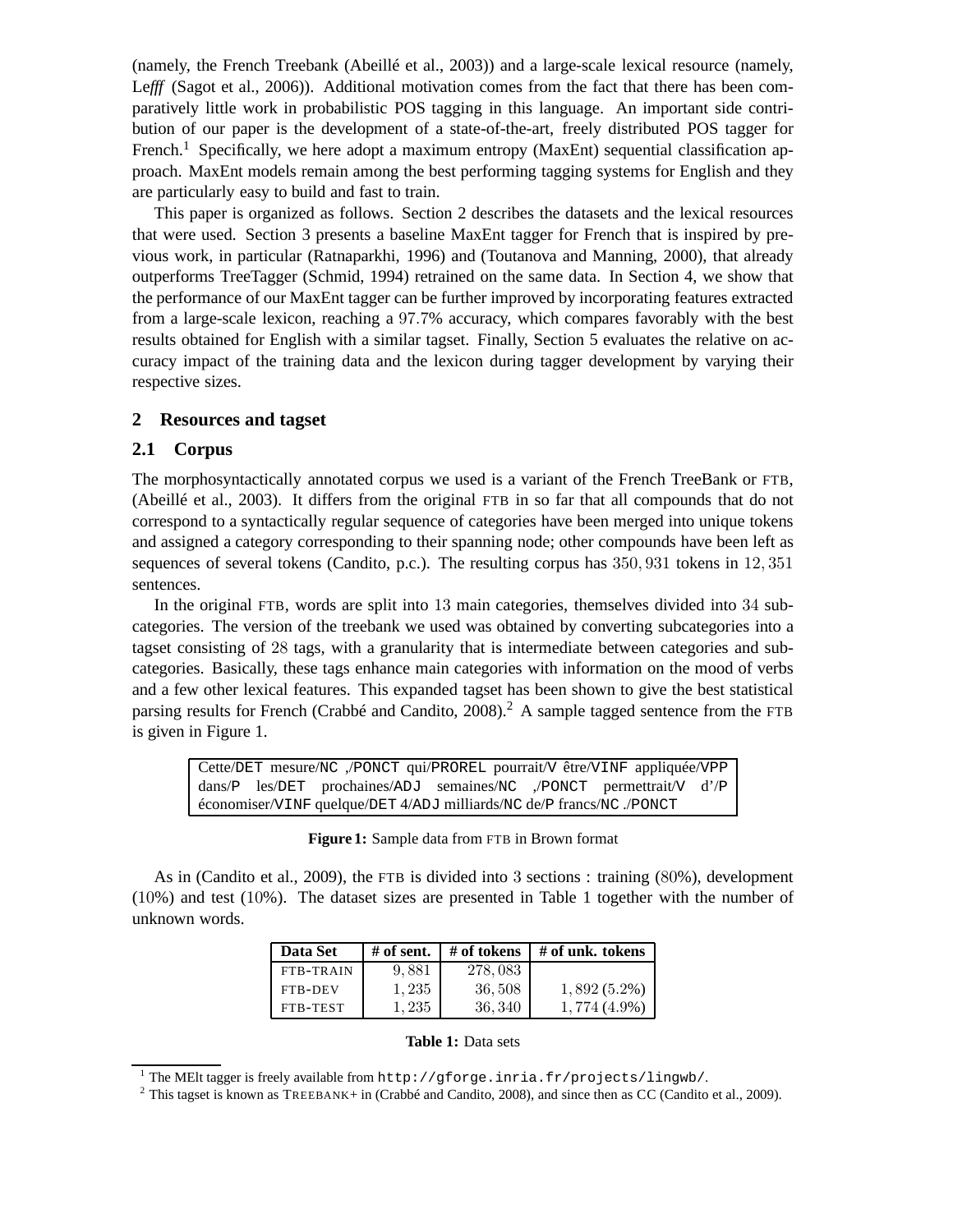(namely, the French Treebank (Abeillé et al., 2003)) and a large-scale lexical resource (namely, Le*fff* (Sagot et al., 2006)). Additional motivation comes from the fact that there has been comparatively little work in probabilistic POS tagging in this language. An important side contribution of our paper is the development of a state-of-the-art, freely distributed POS tagger for French.[1] Specifically, we here adopt a maximum entropy (MaxEnt) sequential classification approach. MaxEnt models remain among the best performing tagging systems for English and they are particularly easy to build and fast to train.

This paper is organized as follows. Section 2 describes the datasets and the lexical resources that were used. Section 3 presents a baseline MaxEnt tagger for French that is inspired by previous work, in particular (Ratnaparkhi, 1996) and (Toutanova and Manning, 2000), that already outperforms TreeTagger (Schmid, 1994) retrained on the same data. In Section 4, we show that the performance of our MaxEnt tagger can be further improved by incorporating features extracted from a large-scale lexicon, reaching a 97.7% accuracy, which compares favorably with the best results obtained for English with a similar tagset. Finally, Section 5 evaluates the relative on accuracy impact of the training data and the lexicon during tagger development by varying their respective sizes.

## 2 Resources and tagset

### 2.1 Corpus

The morphosyntactically annotated corpus we used is a variant of the French TreeBank or FTB, (Abeillé et al., 2003). It differs from the original FTB in so far that all compounds that do not correspond to a syntactically regular sequence of categories have been merged into unique tokens and assigned a category corresponding to their spanning node; other compounds have been left as sequences of several tokens (Candito, p.c.). The resulting corpus has 350,931 tokens in 12,351 sentences.

In the original FTB, words are split into 13 main categories, themselves divided into 34 subcategories. The version of the treebank we used was obtained by converting subcategories into a tagset consisting of 28 tags, with a granularity that is intermediate between categories and subcategories. Basically, these tags enhance main categories with information on the mood of verbs and a few other lexical features. This expanded tagset has been shown to give the best statistical parsing results for French (Crabbé and Candito, 2008).[2] A sample tagged sentence from the FTB is given in Figure 1.

```
Cette/DET mesure/NC ,/PONCT qui/PROREL pourrait/V être/VINF appliquée/VPP
dans/P les/DET prochaines/ADJ semaines/NC ,/PONCT permettrait/V d'/P
économiser/VINF quelque/DET 4/ADJ milliards/NC de/P francs/NC ./PONCT
```

**Figure 1:** Sample data from FTB in Brown format

As in (Candito et al., 2009), the FTB is divided into 3 sections : training (80%), development (10%) and test (10%). The dataset sizes are presented in Table 1 together with the number of unknown words.

| Data Set | # of sent. | # of tokens | # of unk. tokens |
|---|---|---|---|
| FTB-TRAIN | 9,881 | 278,083 | |
| FTB-DEV | 1,235 | 36,508 | 1,892 (5.2%) |
| FTB-TEST | 1,235 | 36,340 | 1,774 (4.9%) |

**Table 1:** Data sets

[1] The MElt tagger is freely available from `http://gforge.inria.fr/projects/lingwb/`.

[2] This tagset is known as TREEBANK+ in (Crabbé and Candito, 2008), and since then as CC (Candito et al., 2009).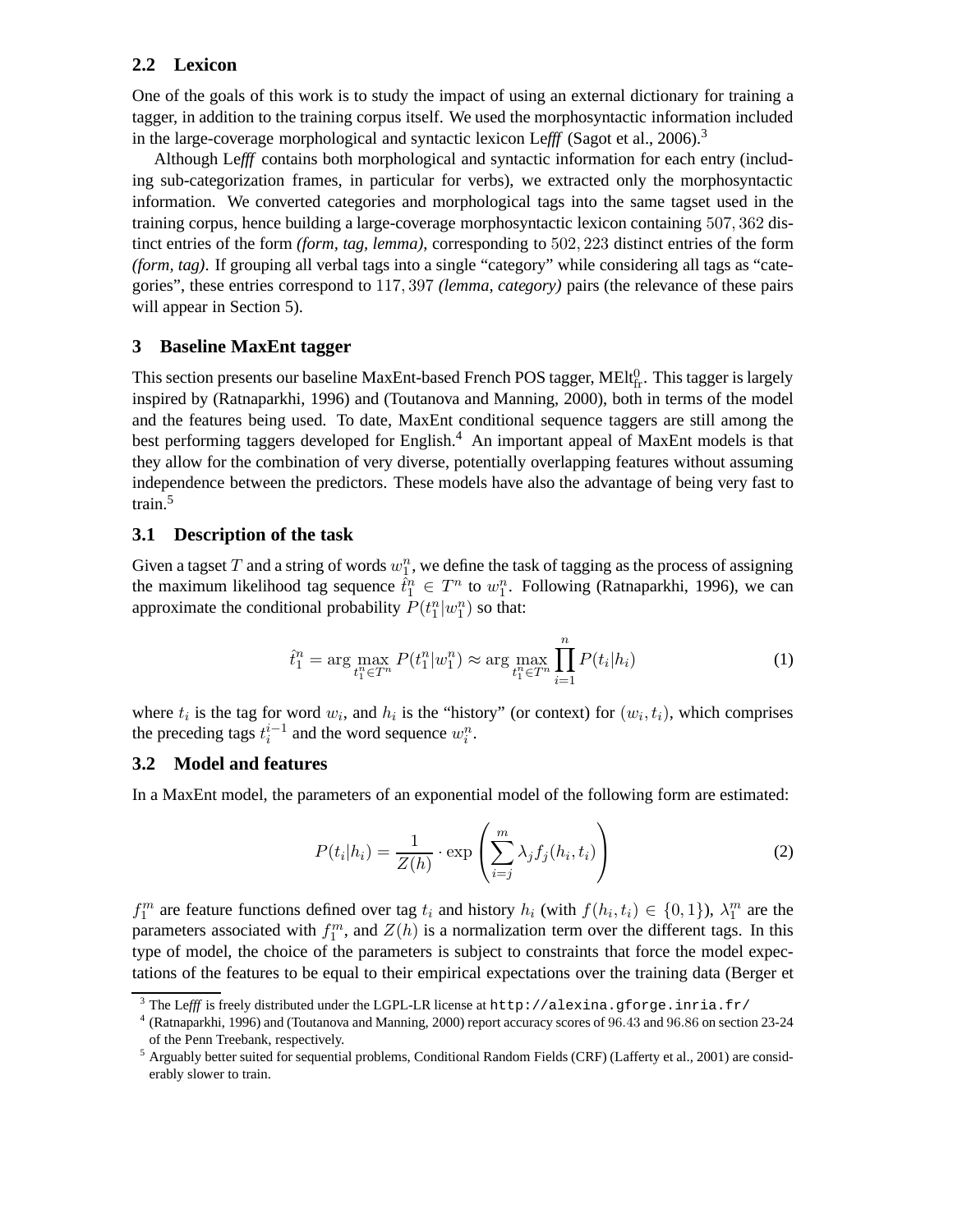### 2.2 Lexicon

One of the goals of this work is to study the impact of using an external dictionary for training a tagger, in addition to the training corpus itself. We used the morphosyntactic information included in the large-coverage morphological and syntactic lexicon Le*fff* (Sagot et al., 2006).[3]

Although Le*fff* contains both morphological and syntactic information for each entry (including sub-categorization frames, in particular for verbs), we extracted only the morphosyntactic information. We converted categories and morphological tags into the same tagset used in the training corpus, hence building a large-coverage morphosyntactic lexicon containing $507,362$ distinct entries of the form *(form, tag, lemma)*, corresponding to $502,223$ distinct entries of the form *(form, tag)*. If grouping all verbal tags into a single "category" while considering all tags as "categories", these entries correspond to $117,397$ *(lemma, category)* pairs (the relevance of these pairs will appear in Section 5).

## 3 Baseline MaxEnt tagger

This section presents our baseline MaxEnt-based French POS tagger, $\text{MElt}^0_{\text{fr}}$. This tagger is largely inspired by (Ratnaparkhi, 1996) and (Toutanova and Manning, 2000), both in terms of the model and the features being used. To date, MaxEnt conditional sequence taggers are still among the best performing taggers developed for English.[4] An important appeal of MaxEnt models is that they allow for the combination of very diverse, potentially overlapping features without assuming independence between the predictors. These models have also the advantage of being very fast to train.[5]

### 3.1 Description of the task

Given a tagset $T$ and a string of words $w_1^n$, we define the task of tagging as the process of assigning the maximum likelihood tag sequence $\hat{t}_1^n \in T^n$ to $w_1^n$. Following (Ratnaparkhi, 1996), we can approximate the conditional probability $P(t_1^n|w_1^n)$ so that:

$$\hat{t}_1^n = \arg\max_{t_1^n \in T^n} P(t_1^n|w_1^n) \approx \arg\max_{t_1^n \in T^n} \prod_{i=1}^{n} P(t_i|h_i) \tag{1}$$

where $t_i$ is the tag for word $w_i$, and $h_i$ is the "history" (or context) for $(w_i, t_i)$, which comprises the preceding tags $t_i^{i-1}$ and the word sequence $w_i^n$.

### 3.2 Model and features

In a MaxEnt model, the parameters of an exponential model of the following form are estimated:

$$P(t_i|h_i) = \frac{1}{Z(h)} \cdot \exp\left(\sum_{i=j}^{m} \lambda_j f_j(h_i, t_i)\right) \tag{2}$$

$f_1^m$ are feature functions defined over tag $t_i$ and history $h_i$ (with $f(h_i, t_i) \in \{0, 1\}$), $\lambda_1^m$ are the parameters associated with $f_1^m$, and $Z(h)$ is a normalization term over the different tags. In this type of model, the choice of the parameters is subject to constraints that force the model expectations of the features to be equal to their empirical expectations over the training data (Berger et

[3] The Le*fff* is freely distributed under the LGPL-LR license at http://alexina.gforge.inria.fr/

[4] (Ratnaparkhi, 1996) and (Toutanova and Manning, 2000) report accuracy scores of $96.43$ and $96.86$ on section 23-24 of the Penn Treebank, respectively.

[5] Arguably better suited for sequential problems, Conditional Random Fields (CRF) (Lafferty et al., 2001) are considerably slower to train.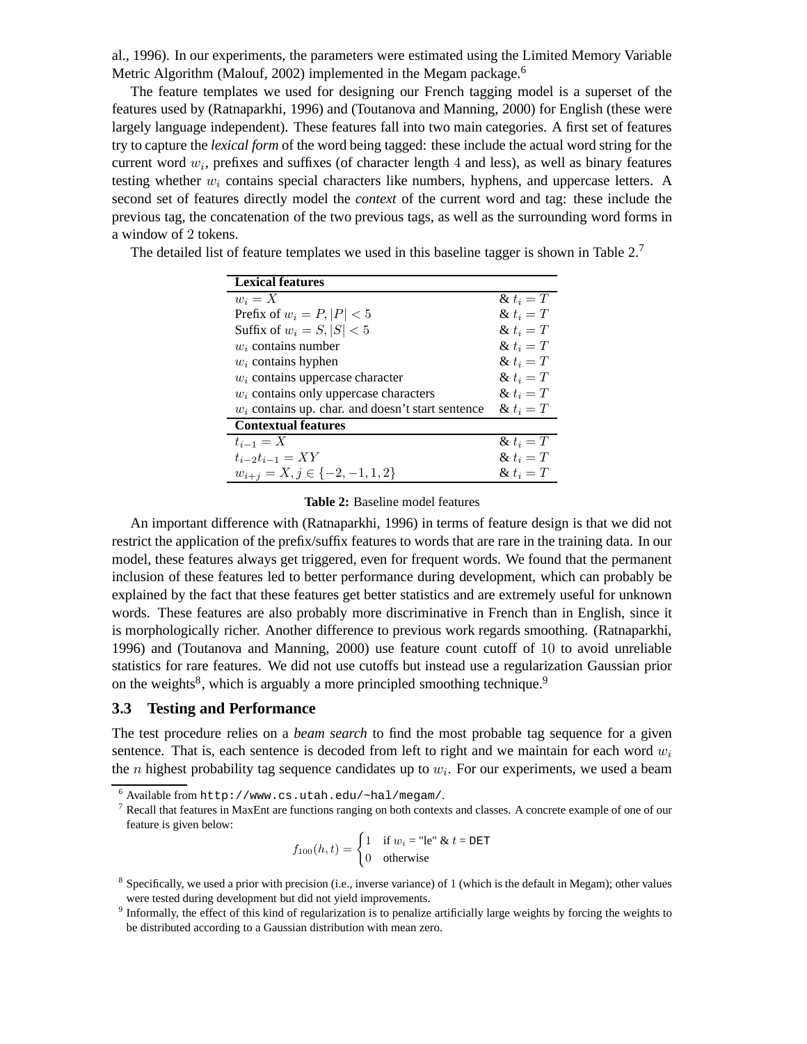al., 1996). In our experiments, the parameters were estimated using the Limited Memory Variable Metric Algorithm (Malouf, 2002) implemented in the Megam package.[6]

The feature templates we used for designing our French tagging model is a superset of the features used by (Ratnaparkhi, 1996) and (Toutanova and Manning, 2000) for English (these were largely language independent). These features fall into two main categories. A first set of features try to capture the *lexical form* of the word being tagged: these include the actual word string for the current word $w_i$, prefixes and suffixes (of character length $4$ and less), as well as binary features testing whether $w_i$ contains special characters like numbers, hyphens, and uppercase letters. A second set of features directly model the *context* of the current word and tag: these include the previous tag, the concatenation of the two previous tags, as well as the surrounding word forms in a window of 2 tokens.

The detailed list of feature templates we used in this baseline tagger is shown in Table 2.[7]

| **Lexical features** | |
|---|---|
| $w_i = X$ | & $t_i = T$ |
| Prefix of $w_i = P, \|P\| < 5$ | & $t_i = T$ |
| Suffix of $w_i = S, \|S\| < 5$ | & $t_i = T$ |
| $w_i$ contains number | & $t_i = T$ |
| $w_i$ contains hyphen | & $t_i = T$ |
| $w_i$ contains uppercase character | & $t_i = T$ |
| $w_i$ contains only uppercase characters | & $t_i = T$ |
| $w_i$ contains up. char. and doesn't start sentence | & $t_i = T$ |
| **Contextual features** | |
| $t_{i-1} = X$ | & $t_i = T$ |
| $t_{i-2}t_{i-1} = XY$ | & $t_i = T$ |
| $w_{i+j} = X, j \in \{-2, -1, 1, 2\}$ | & $t_i = T$ |

**Table 2:** Baseline model features

An important difference with (Ratnaparkhi, 1996) in terms of feature design is that we did not restrict the application of the prefix/suffix features to words that are rare in the training data. In our model, these features always get triggered, even for frequent words. We found that the permanent inclusion of these features led to better performance during development, which can probably be explained by the fact that these features get better statistics and are extremely useful for unknown words. These features are also probably more discriminative in French than in English, since it is morphologically richer. Another difference to previous work regards smoothing. (Ratnaparkhi, 1996) and (Toutanova and Manning, 2000) use feature count cutoff of $10$ to avoid unreliable statistics for rare features. We did not use cutoffs but instead use a regularization Gaussian prior on the weights[8], which is arguably a more principled smoothing technique.[9]

### 3.3 Testing and Performance

The test procedure relies on a *beam search* to find the most probable tag sequence for a given sentence. That is, each sentence is decoded from left to right and we maintain for each word $w_i$ the $n$ highest probability tag sequence candidates up to $w_i$. For our experiments, we used a beam

---

[6] Available from `http://www.cs.utah.edu/~hal/megam/`.

[7] Recall that features in MaxEnt are functions ranging on both contexts and classes. A concrete example of one of our feature is given below:

$$f_{100}(h,t) = \begin{cases} 1 & \text{if } w_i = \text{"le" \& } t = \texttt{DET} \\ 0 & \text{otherwise} \end{cases}$$

[8] Specifically, we used a prior with precision (i.e., inverse variance) of 1 (which is the default in Megam); other values were tested during development but did not yield improvements.

[9] Informally, the effect of this kind of regularization is to penalize artificially large weights by forcing the weights to be distributed according to a Gaussian distribution with mean zero.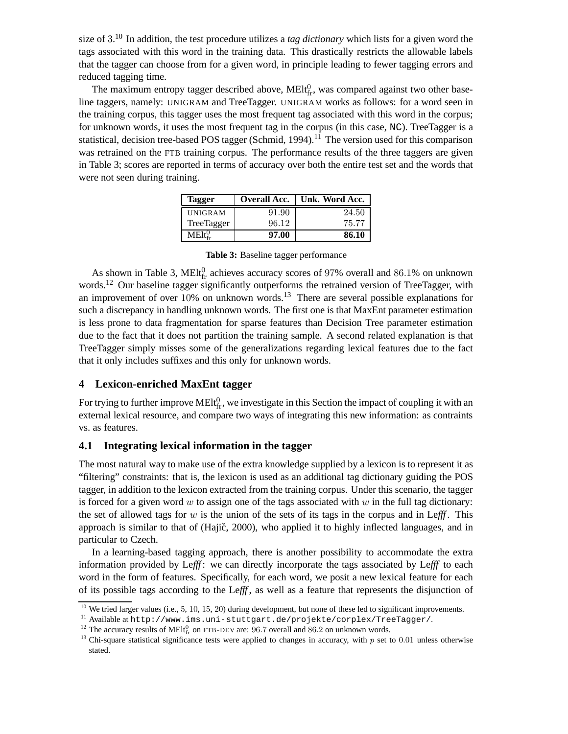size of 3.[10] In addition, the test procedure utilizes a *tag dictionary* which lists for a given word the tags associated with this word in the training data. This drastically restricts the allowable labels that the tagger can choose from for a given word, in principle leading to fewer tagging errors and reduced tagging time.

The maximum entropy tagger described above, $\text{MElt}^0_{\text{fr}}$, was compared against two other baseline taggers, namely: UNIGRAM and TreeTagger. UNIGRAM works as follows: for a word seen in the training corpus, this tagger uses the most frequent tag associated with this word in the corpus; for unknown words, it uses the most frequent tag in the corpus (in this case, `NC`). TreeTagger is a statistical, decision tree-based POS tagger (Schmid, 1994).[11] The version used for this comparison was retrained on the FTB training corpus. The performance results of the three taggers are given in Table 3; scores are reported in terms of accuracy over both the entire test set and the words that were not seen during training.

| Tagger | Overall Acc. | Unk. Word Acc. |
|---|---|---|
| UNIGRAM | 91.90 | 24.50 |
| TreeTagger | 96.12 | 75.77 |
| $\text{MElt}^0_{\text{fr}}$ | **97.00** | **86.10** |

**Table 3:** Baseline tagger performance

As shown in Table 3, $\text{MElt}^0_{\text{fr}}$ achieves accuracy scores of 97% overall and 86.1% on unknown words.[12] Our baseline tagger significantly outperforms the retrained version of TreeTagger, with an improvement of over 10% on unknown words.[13] There are several possible explanations for such a discrepancy in handling unknown words. The first one is that MaxEnt parameter estimation is less prone to data fragmentation for sparse features than Decision Tree parameter estimation due to the fact that it does not partition the training sample. A second related explanation is that TreeTagger simply misses some of the generalizations regarding lexical features due to the fact that it only includes suffixes and this only for unknown words.

## 4 Lexicon-enriched MaxEnt tagger

For trying to further improve $\text{MElt}^0_{\text{fr}}$, we investigate in this Section the impact of coupling it with an external lexical resource, and compare two ways of integrating this new information: as contraints vs. as features.

### 4.1 Integrating lexical information in the tagger

The most natural way to make use of the extra knowledge supplied by a lexicon is to represent it as "filtering" constraints: that is, the lexicon is used as an additional tag dictionary guiding the POS tagger, in addition to the lexicon extracted from the training corpus. Under this scenario, the tagger is forced for a given word $w$ to assign one of the tags associated with $w$ in the full tag dictionary: the set of allowed tags for $w$ is the union of the sets of its tags in the corpus and in Le*fff*. This approach is similar to that of (Hajič, 2000), who applied it to highly inflected languages, and in particular to Czech.

In a learning-based tagging approach, there is another possibility to accommodate the extra information provided by Le*fff*: we can directly incorporate the tags associated by Le*fff* to each word in the form of features. Specifically, for each word, we posit a new lexical feature for each of its possible tags according to the Le*fff*, as well as a feature that represents the disjunction of

[10] We tried larger values (i.e., 5, 10, 15, 20) during development, but none of these led to significant improvements.

[11] Available at `http://www.ims.uni-stuttgart.de/projekte/corplex/TreeTagger/`.

[12] The accuracy results of $\text{MElt}^0_{\text{fr}}$ on FTB-DEV are: 96.7 overall and 86.2 on unknown words.

[13] Chi-square statistical significance tests were applied to changes in accuracy, with $p$ set to 0.01 unless otherwise stated.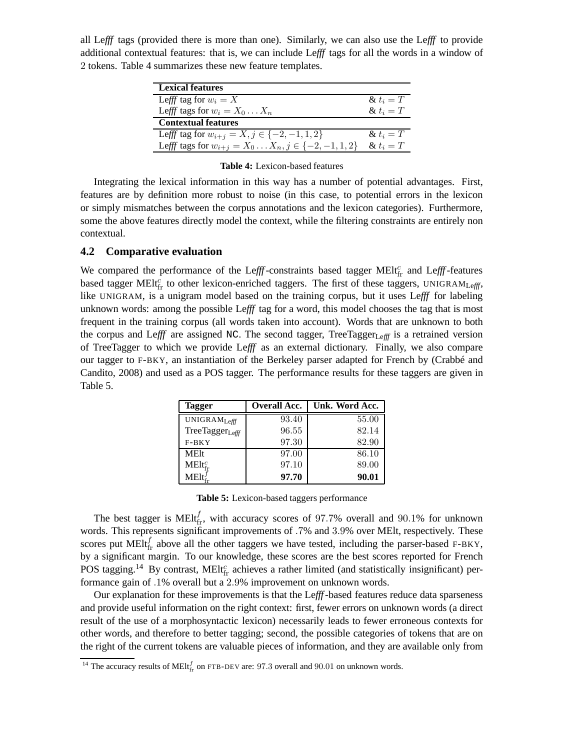all Le*fff* tags (provided there is more than one). Similarly, we can also use the Le*fff* to provide additional contextual features: that is, we can include Le*fff* tags for all the words in a window of 2 tokens. Table 4 summarizes these new feature templates.

| **Lexical features** | |
|---|---|
| Le*fff* tag for $w_i = X$ | & $t_i = T$ |
| Le*fff* tags for $w_i = X_0 \dots X_n$ | & $t_i = T$ |
| **Contextual features** | |
| Le*fff* tag for $w_{i+j} = X, j \in \{-2, -1, 1, 2\}$ | & $t_i = T$ |
| Le*fff* tags for $w_{i+j} = X_0 \dots X_n, j \in \{-2, -1, 1, 2\}$ | & $t_i = T$ |

**Table 4:** Lexicon-based features

Integrating the lexical information in this way has a number of potential advantages. First, features are by definition more robust to noise (in this case, to potential errors in the lexicon or simply mismatches between the corpus annotations and the lexicon categories). Furthermore, some the above features directly model the context, while the filtering constraints are entirely non contextual.

### 4.2 Comparative evaluation

We compared the performance of the Le*fff*-constraints based tagger $\text{MElt}^c_{\text{fr}}$ and Le*fff*-features based tagger $\text{MElt}^c_{\text{fr}}$ to other lexicon-enriched taggers. The first of these taggers, UNIGRAM$_{\text{Le}\textit{fff}}$, like UNIGRAM, is a unigram model based on the training corpus, but it uses Le*fff* for labeling unknown words: among the possible Le*fff* tag for a word, this model chooses the tag that is most frequent in the training corpus (all words taken into account). Words that are unknown to both the corpus and Le*fff* are assigned NC. The second tagger, TreeTagger$_{\text{Le}\textit{fff}}$ is a retrained version of TreeTagger to which we provide Le*fff* as an external dictionary. Finally, we also compare our tagger to F-BKY, an instantiation of the Berkeley parser adapted for French by (Crabbé and Candito, 2008) and used as a POS tagger. The performance results for these taggers are given in Table 5.

| Tagger | Overall Acc. | Unk. Word Acc. |
|---|---|---|
| UNIGRAM$_{\text{Le}\textit{fff}}$ | 93.40 | 55.00 |
| TreeTagger$_{\text{Le}\textit{fff}}$ | 96.55 | 82.14 |
| F-BKY | 97.30 | 82.90 |
| MElt | 97.00 | 86.10 |
| $\text{MElt}^c_{\text{fr}}$ | 97.10 | 89.00 |
| $\text{MElt}^f_{\text{fr}}$ | **97.70** | **90.01** |

**Table 5:** Lexicon-based taggers performance

The best tagger is $\text{MElt}^f_{\text{fr}}$, with accuracy scores of 97.7% overall and 90.1% for unknown words. This represents significant improvements of .7% and 3.9% over MElt, respectively. These scores put $\text{MElt}^f_{\text{fr}}$ above all the other taggers we have tested, including the parser-based F-BKY, by a significant margin. To our knowledge, these scores are the best scores reported for French POS tagging.[14] By contrast, $\text{MElt}^c_{\text{fr}}$ achieves a rather limited (and statistically insignificant) performance gain of .1% overall but a 2.9% improvement on unknown words.

Our explanation for these improvements is that the Le*fff*-based features reduce data sparseness and provide useful information on the right context: first, fewer errors on unknown words (a direct result of the use of a morphosyntactic lexicon) necessarily leads to fewer erroneous contexts for other words, and therefore to better tagging; second, the possible categories of tokens that are on the right of the current tokens are valuable pieces of information, and they are available only from

[14] The accuracy results of $\text{MElt}^f_{\text{fr}}$ on FTB-DEV are: 97.3 overall and 90.01 on unknown words.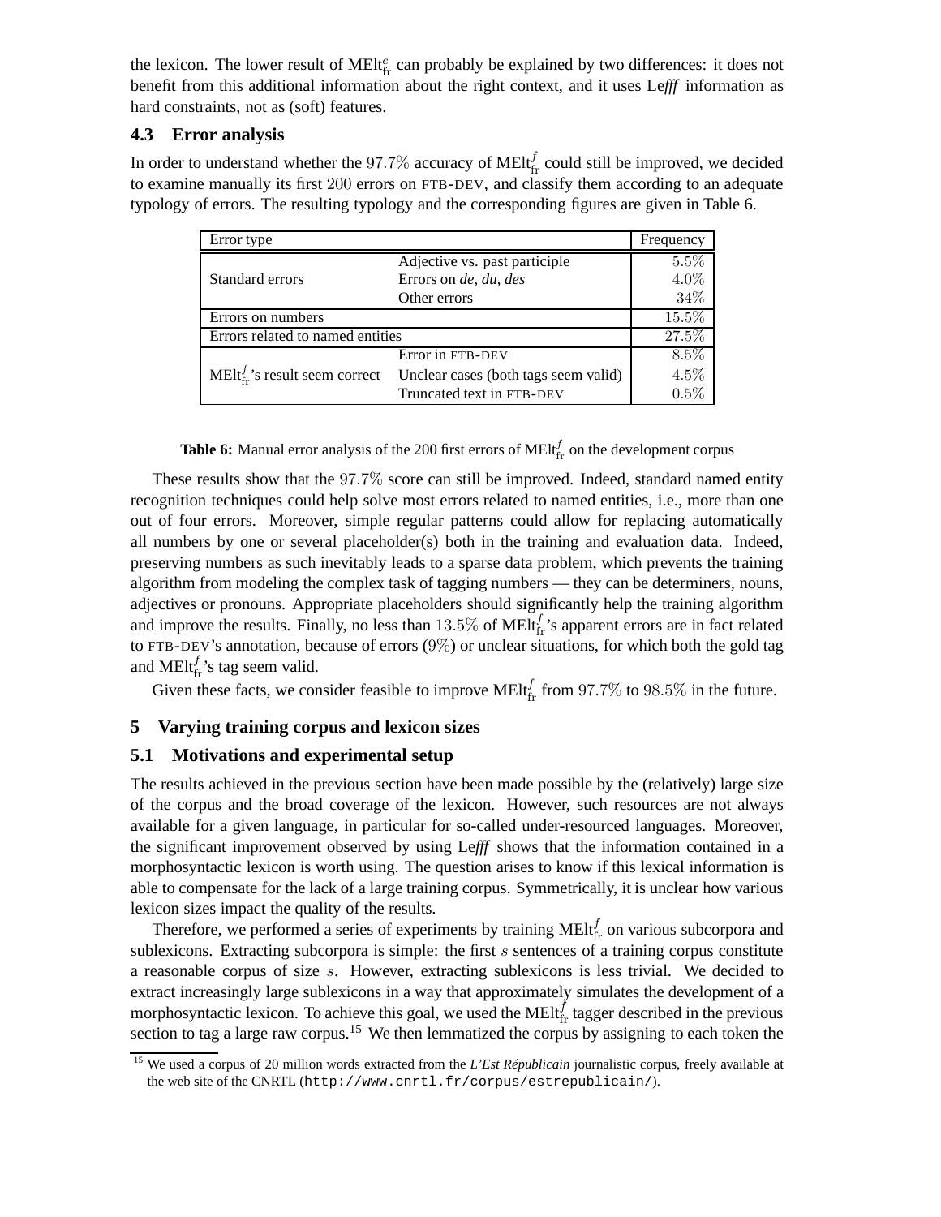the lexicon. The lower result of $\text{MElt}_{\text{fr}}^{c}$ can probably be explained by two differences: it does not benefit from this additional information about the right context, and it uses Le*fff* information as hard constraints, not as (soft) features.

### 4.3 Error analysis

In order to understand whether the $97.7\%$ accuracy of $\text{MElt}_{\text{fr}}^{f}$ could still be improved, we decided to examine manually its first $200$ errors on FTB-DEV, and classify them according to an adequate typology of errors. The resulting typology and the corresponding figures are given in Table 6.

| Error type | | Frequency |
|---|---|---|
| Standard errors | Adjective vs. past participle | $5.5\%$ |
| | Errors on *de*, *du*, *des* | $4.0\%$ |
| | Other errors | $34\%$ |
| Errors on numbers | | $15.5\%$ |
| Errors related to named entities | | $27.5\%$ |
| $\text{MElt}_{\text{fr}}^{f}$'s result seem correct | Error in FTB-DEV | $8.5\%$ |
| | Unclear cases (both tags seem valid) | $4.5\%$ |
| | Truncated text in FTB-DEV | $0.5\%$ |

**Table 6:** Manual error analysis of the 200 first errors of $\text{MElt}_{\text{fr}}^{f}$ on the development corpus

These results show that the $97.7\%$ score can still be improved. Indeed, standard named entity recognition techniques could help solve most errors related to named entities, i.e., more than one out of four errors. Moreover, simple regular patterns could allow for replacing automatically all numbers by one or several placeholder(s) both in the training and evaluation data. Indeed, preserving numbers as such inevitably leads to a sparse data problem, which prevents the training algorithm from modeling the complex task of tagging numbers — they can be determiners, nouns, adjectives or pronouns. Appropriate placeholders should significantly help the training algorithm and improve the results. Finally, no less than $13.5\%$ of $\text{MElt}_{\text{fr}}^{f}$'s apparent errors are in fact related to FTB-DEV's annotation, because of errors ($9\%$) or unclear situations, for which both the gold tag and $\text{MElt}_{\text{fr}}^{f}$'s tag seem valid.

Given these facts, we consider feasible to improve $\text{MElt}_{\text{fr}}^{f}$ from $97.7\%$ to $98.5\%$ in the future.

## 5 Varying training corpus and lexicon sizes

### 5.1 Motivations and experimental setup

The results achieved in the previous section have been made possible by the (relatively) large size of the corpus and the broad coverage of the lexicon. However, such resources are not always available for a given language, in particular for so-called under-resourced languages. Moreover, the significant improvement observed by using Le*fff* shows that the information contained in a morphosyntactic lexicon is worth using. The question arises to know if this lexical information is able to compensate for the lack of a large training corpus. Symmetrically, it is unclear how various lexicon sizes impact the quality of the results.

Therefore, we performed a series of experiments by training $\text{MElt}_{\text{fr}}^{f}$ on various subcorpora and sublexicons. Extracting subcorpora is simple: the first $s$ sentences of a training corpus constitute a reasonable corpus of size $s$. However, extracting sublexicons is less trivial. We decided to extract increasingly large sublexicons in a way that approximately simulates the development of a morphosyntactic lexicon. To achieve this goal, we used the $\text{MElt}_{\text{fr}}^{f}$ tagger described in the previous section to tag a large raw corpus.[15] We then lemmatized the corpus by assigning to each token the

[15] We used a corpus of 20 million words extracted from the *L'Est Républicain* journalistic corpus, freely available at the web site of the CNRTL (http://www.cnrtl.fr/corpus/estrepublicain/).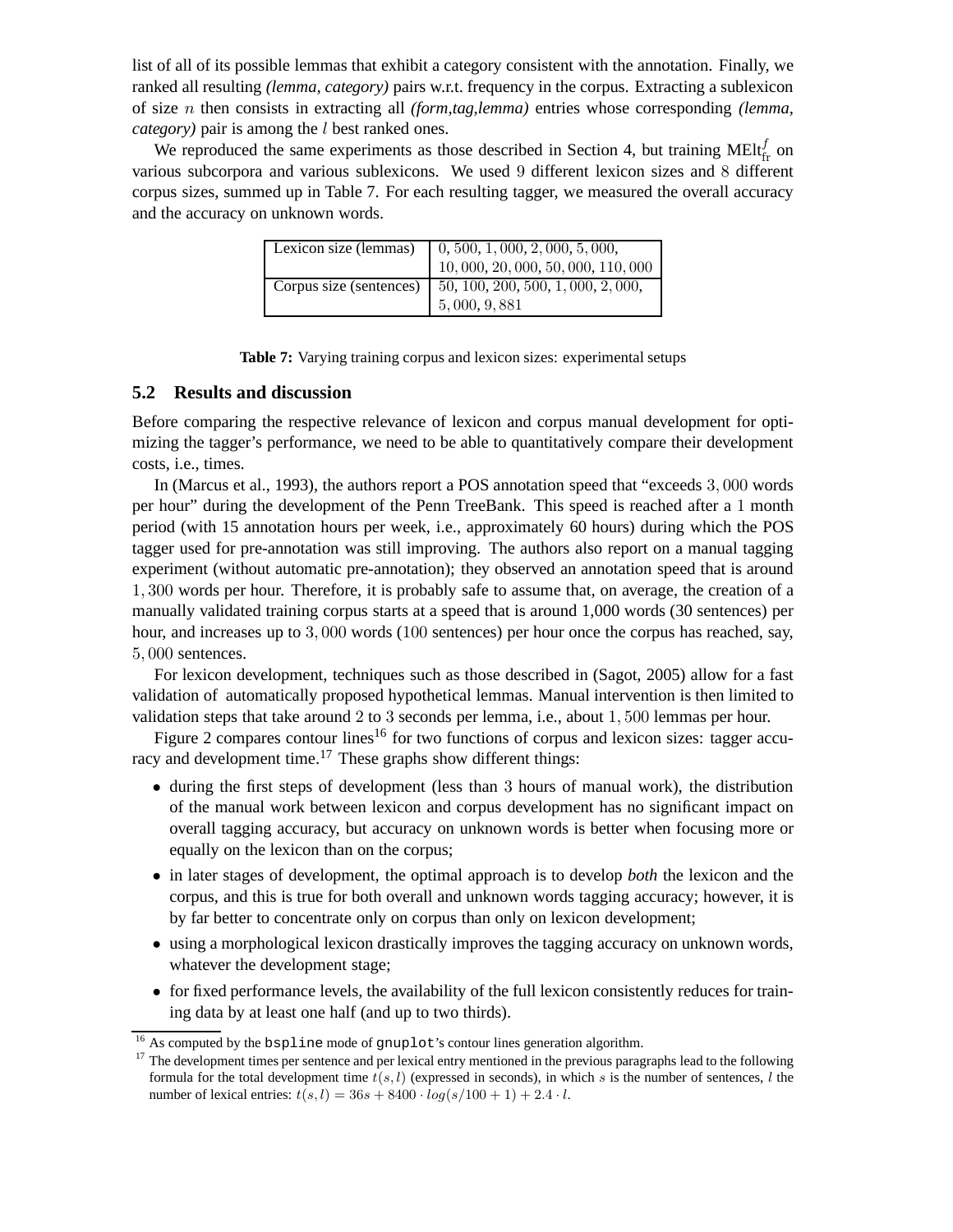list of all of its possible lemmas that exhibit a category consistent with the annotation. Finally, we ranked all resulting *(lemma, category)* pairs w.r.t. frequency in the corpus. Extracting a sublexicon of size $n$ then consists in extracting all *(form,tag,lemma)* entries whose corresponding *(lemma, category)* pair is among the $l$ best ranked ones.

We reproduced the same experiments as those described in Section 4, but training $\text{MElt}_{\text{fr}}^{f}$ on various subcorpora and various sublexicons. We used 9 different lexicon sizes and 8 different corpus sizes, summed up in Table 7. For each resulting tagger, we measured the overall accuracy and the accuracy on unknown words.

| | |
|---|---|
| Lexicon size (lemmas) | $0, 500, 1,000, 2,000, 5,000,$ $10,000, 20,000, 50,000, 110,000$ |
| Corpus size (sentences) | $50, 100, 200, 500, 1,000, 2,000,$ $5,000, 9,881$ |

**Table 7:** Varying training corpus and lexicon sizes: experimental setups

## 5.2 Results and discussion

Before comparing the respective relevance of lexicon and corpus manual development for optimizing the tagger's performance, we need to be able to quantitatively compare their development costs, i.e., times.

In (Marcus et al., 1993), the authors report a POS annotation speed that "exceeds 3,000 words per hour" during the development of the Penn TreeBank. This speed is reached after a 1 month period (with 15 annotation hours per week, i.e., approximately 60 hours) during which the POS tagger used for pre-annotation was still improving. The authors also report on a manual tagging experiment (without automatic pre-annotation); they observed an annotation speed that is around 1,300 words per hour. Therefore, it is probably safe to assume that, on average, the creation of a manually validated training corpus starts at a speed that is around 1,000 words (30 sentences) per hour, and increases up to 3,000 words (100 sentences) per hour once the corpus has reached, say, 5,000 sentences.

For lexicon development, techniques such as those described in (Sagot, 2005) allow for a fast validation of automatically proposed hypothetical lemmas. Manual intervention is then limited to validation steps that take around 2 to 3 seconds per lemma, i.e., about 1,500 lemmas per hour.

Figure 2 compares contour lines[16] for two functions of corpus and lexicon sizes: tagger accuracy and development time.[17] These graphs show different things:

- during the first steps of development (less than 3 hours of manual work), the distribution of the manual work between lexicon and corpus development has no significant impact on overall tagging accuracy, but accuracy on unknown words is better when focusing more or equally on the lexicon than on the corpus;
- in later stages of development, the optimal approach is to develop *both* the lexicon and the corpus, and this is true for both overall and unknown words tagging accuracy; however, it is by far better to concentrate only on corpus than only on lexicon development;
- using a morphological lexicon drastically improves the tagging accuracy on unknown words, whatever the development stage;
- for fixed performance levels, the availability of the full lexicon consistently reduces for training data by at least one half (and up to two thirds).

[16] As computed by the `bspline` mode of `gnuplot`'s contour lines generation algorithm.

[17] The development times per sentence and per lexical entry mentioned in the previous paragraphs lead to the following formula for the total development time $t(s,l)$ (expressed in seconds), in which $s$ is the number of sentences, $l$ the number of lexical entries: $t(s,l) = 36s + 8400 \cdot log(s/100 + 1) + 2.4 \cdot l$.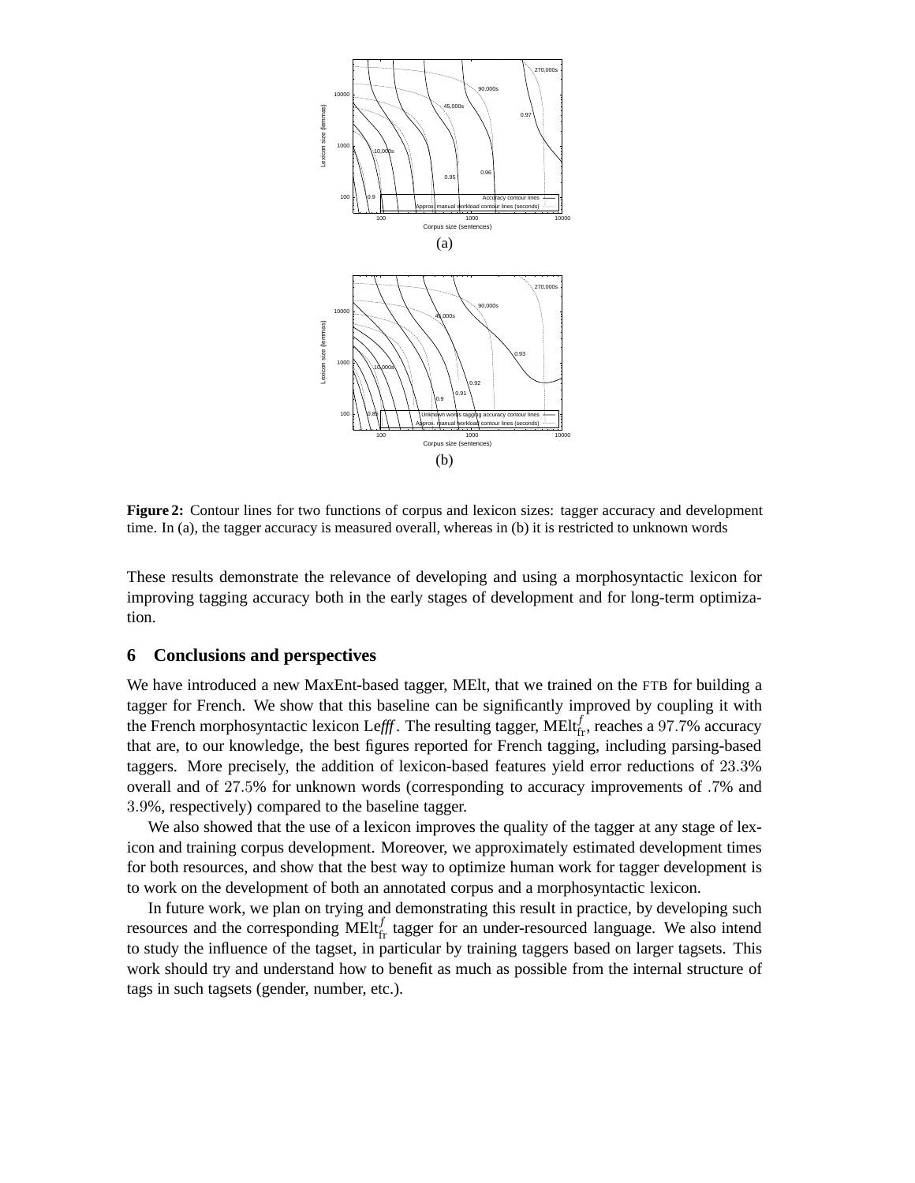(a)

(b)

**Figure 2:** Contour lines for two functions of corpus and lexicon sizes: tagger accuracy and development time. In (a), the tagger accuracy is measured overall, whereas in (b) it is restricted to unknown words

These results demonstrate the relevance of developing and using a morphosyntactic lexicon for improving tagging accuracy both in the early stages of development and for long-term optimization.

## 6 Conclusions and perspectives

We have introduced a new MaxEnt-based tagger, MElt, that we trained on the FTB for building a tagger for French. We show that this baseline can be significantly improved by coupling it with the French morphosyntactic lexicon Le*fff*. The resulting tagger, $\text{MElt}^{f}_{\text{fr}}$, reaches a $97.7$% accuracy that are, to our knowledge, the best figures reported for French tagging, including parsing-based taggers. More precisely, the addition of lexicon-based features yield error reductions of $23.3$% overall and of $27.5$% for unknown words (corresponding to accuracy improvements of $.7$% and $3.9$%, respectively) compared to the baseline tagger.

We also showed that the use of a lexicon improves the quality of the tagger at any stage of lexicon and training corpus development. Moreover, we approximately estimated development times for both resources, and show that the best way to optimize human work for tagger development is to work on the development of both an annotated corpus and a morphosyntactic lexicon.

In future work, we plan on trying and demonstrating this result in practice, by developing such resources and the corresponding $\text{MElt}^{f}_{\text{fr}}$ tagger for an under-resourced language. We also intend to study the influence of the tagset, in particular by training taggers based on larger tagsets. This work should try and understand how to benefit as much as possible from the internal structure of tags in such tagsets (gender, number, etc.).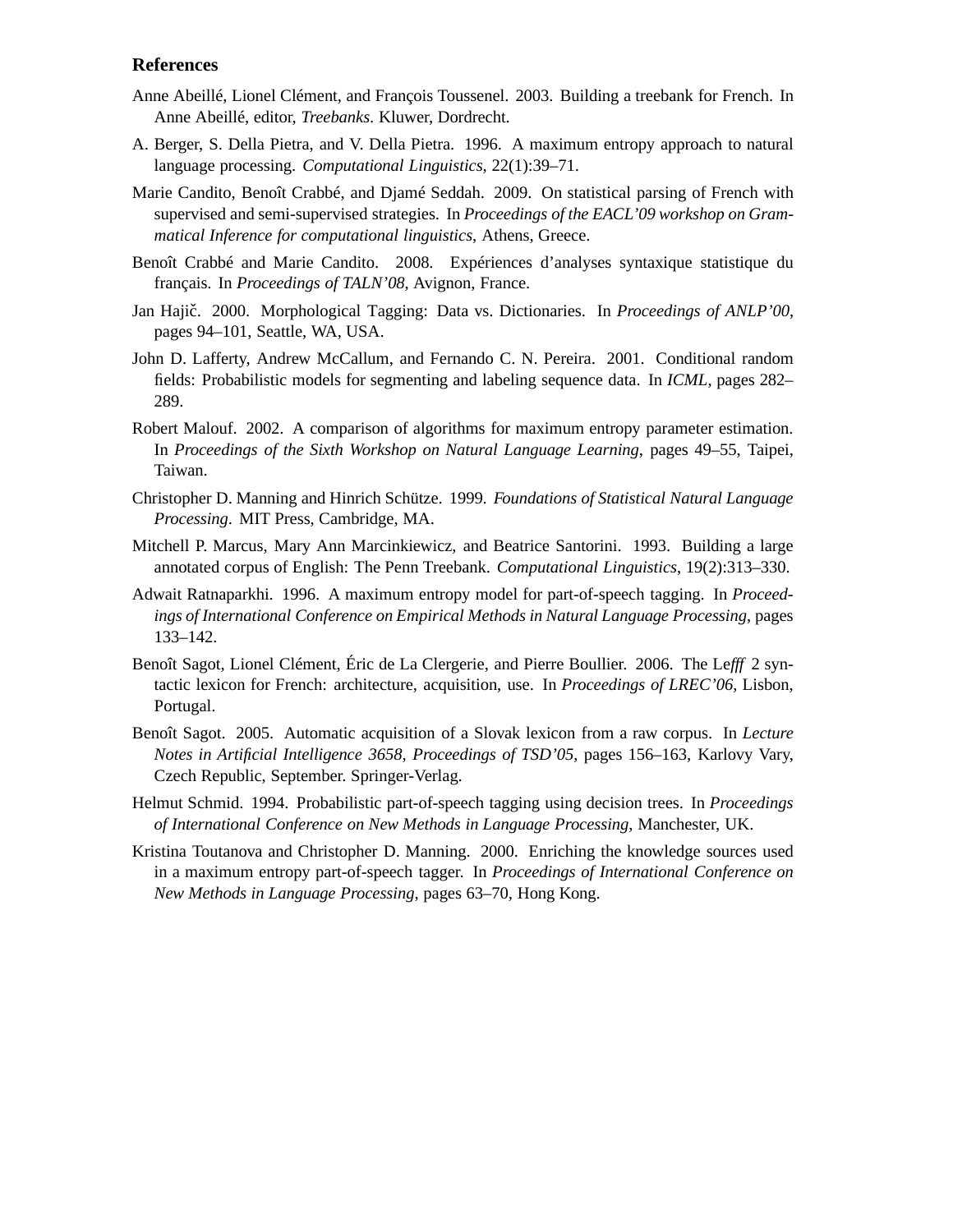## References

Anne Abeillé, Lionel Clément, and François Toussenel. 2003. Building a treebank for French. In Anne Abeillé, editor, *Treebanks*. Kluwer, Dordrecht.

A. Berger, S. Della Pietra, and V. Della Pietra. 1996. A maximum entropy approach to natural language processing. *Computational Linguistics*, 22(1):39–71.

Marie Candito, Benoît Crabbé, and Djamé Seddah. 2009. On statistical parsing of French with supervised and semi-supervised strategies. In *Proceedings of the EACL'09 workshop on Grammatical Inference for computational linguistics*, Athens, Greece.

Benoît Crabbé and Marie Candito. 2008. Expériences d'analyses syntaxique statistique du français. In *Proceedings of TALN'08*, Avignon, France.

Jan Hajič. 2000. Morphological Tagging: Data vs. Dictionaries. In *Proceedings of ANLP'00*, pages 94–101, Seattle, WA, USA.

John D. Lafferty, Andrew McCallum, and Fernando C. N. Pereira. 2001. Conditional random fields: Probabilistic models for segmenting and labeling sequence data. In *ICML*, pages 282–289.

Robert Malouf. 2002. A comparison of algorithms for maximum entropy parameter estimation. In *Proceedings of the Sixth Workshop on Natural Language Learning*, pages 49–55, Taipei, Taiwan.

Christopher D. Manning and Hinrich Schütze. 1999. *Foundations of Statistical Natural Language Processing*. MIT Press, Cambridge, MA.

Mitchell P. Marcus, Mary Ann Marcinkiewicz, and Beatrice Santorini. 1993. Building a large annotated corpus of English: The Penn Treebank. *Computational Linguistics*, 19(2):313–330.

Adwait Ratnaparkhi. 1996. A maximum entropy model for part-of-speech tagging. In *Proceedings of International Conference on Empirical Methods in Natural Language Processing*, pages 133–142.

Benoît Sagot, Lionel Clément, Éric de La Clergerie, and Pierre Boullier. 2006. The Le*fff* 2 syntactic lexicon for French: architecture, acquisition, use. In *Proceedings of LREC'06*, Lisbon, Portugal.

Benoît Sagot. 2005. Automatic acquisition of a Slovak lexicon from a raw corpus. In *Lecture Notes in Artificial Intelligence 3658, Proceedings of TSD'05*, pages 156–163, Karlovy Vary, Czech Republic, September. Springer-Verlag.

Helmut Schmid. 1994. Probabilistic part-of-speech tagging using decision trees. In *Proceedings of International Conference on New Methods in Language Processing*, Manchester, UK.

Kristina Toutanova and Christopher D. Manning. 2000. Enriching the knowledge sources used in a maximum entropy part-of-speech tagger. In *Proceedings of International Conference on New Methods in Language Processing*, pages 63–70, Hong Kong.